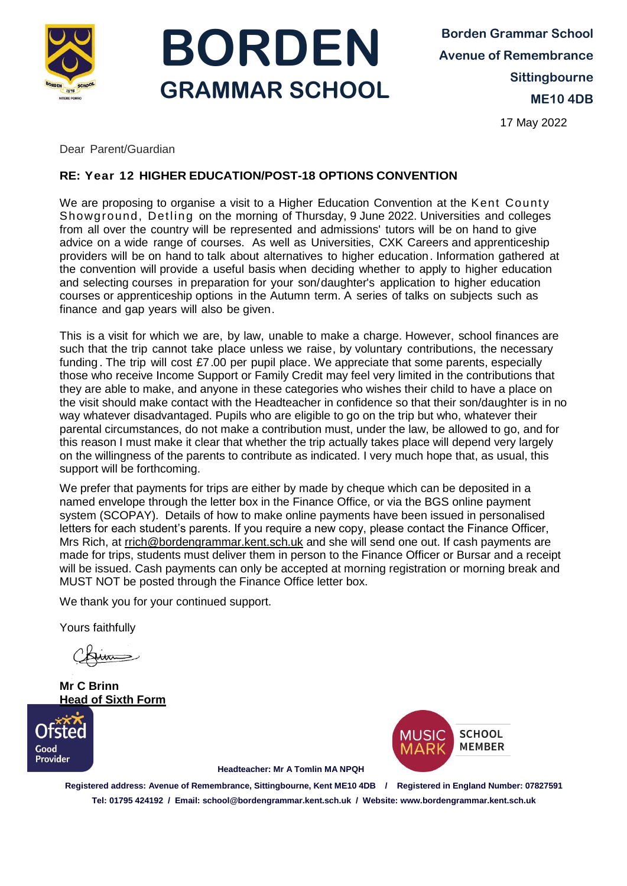# BORDEN GRAMMAR SCHOOL

**Borden Grammar School**
**Avenue of Remembrance**
**Sittingbourne**
**ME10 4DB**

17 May 2022

Dear Parent/Guardian

**RE: Year 12 HIGHER EDUCATION/POST-18 OPTIONS CONVENTION**

We are proposing to organise a visit to a Higher Education Convention at the Kent County Showground, Detling on the morning of Thursday, 9 June 2022. Universities and colleges from all over the country will be represented and admissions' tutors will be on hand to give advice on a wide range of courses. As well as Universities, CXK Careers and apprenticeship providers will be on hand to talk about alternatives to higher education. Information gathered at the convention will provide a useful basis when deciding whether to apply to higher education and selecting courses in preparation for your son/daughter's application to higher education courses or apprenticeship options in the Autumn term. A series of talks on subjects such as finance and gap years will also be given.

This is a visit for which we are, by law, unable to make a charge. However, school finances are such that the trip cannot take place unless we raise, by voluntary contributions, the necessary funding. The trip will cost £7.00 per pupil place. We appreciate that some parents, especially those who receive Income Support or Family Credit may feel very limited in the contributions that they are able to make, and anyone in these categories who wishes their child to have a place on the visit should make contact with the Headteacher in confidence so that their son/daughter is in no way whatever disadvantaged. Pupils who are eligible to go on the trip but who, whatever their parental circumstances, do not make a contribution must, under the law, be allowed to go, and for this reason I must make it clear that whether the trip actually takes place will depend very largely on the willingness of the parents to contribute as indicated. I very much hope that, as usual, this support will be forthcoming.

We prefer that payments for trips are either by made by cheque which can be deposited in a named envelope through the letter box in the Finance Office, or via the BGS online payment system (SCOPAY). Details of how to make online payments have been issued in personalised letters for each student's parents. If you require a new copy, please contact the Finance Officer, Mrs Rich, at rrich@bordengrammar.kent.sch.uk and she will send one out. If cash payments are made for trips, students must deliver them in person to the Finance Officer or Bursar and a receipt will be issued. Cash payments can only be accepted at morning registration or morning break and MUST NOT be posted through the Finance Office letter box.

We thank you for your continued support.

Yours faithfully

**Mr C Brinn**
**Head of Sixth Form**

**Headteacher: Mr A Tomlin MA NPQH**

**Registered address: Avenue of Remembrance, Sittingbourne, Kent ME10 4DB / Registered in England Number: 07827591**
**Tel: 01795 424192 / Email: school@bordengrammar.kent.sch.uk / Website: www.bordengrammar.kent.sch.uk**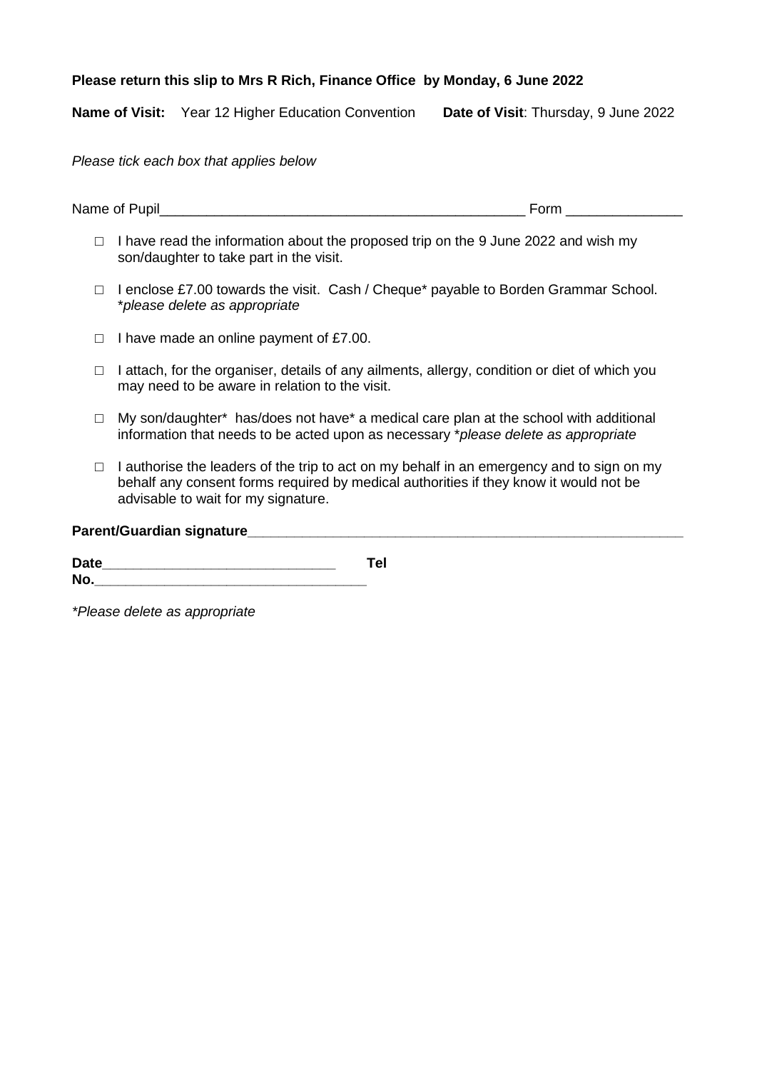**Please return this slip to Mrs R Rich, Finance Office by Monday, 6 June 2022**

**Name of Visit:** Year 12 Higher Education Convention **Date of Visit**: Thursday, 9 June 2022

*Please tick each box that applies below*

Name of Pupil_______________________________________________ Form ______________

- □ I have read the information about the proposed trip on the 9 June 2022 and wish my son/daughter to take part in the visit.
- □ I enclose £7.00 towards the visit. Cash / Cheque* payable to Borden Grammar School. **please delete as appropriate*
- □ I have made an online payment of £7.00.
- □ I attach, for the organiser, details of any ailments, allergy, condition or diet of which you may need to be aware in relation to the visit.
- □ My son/daughter* has/does not have* a medical care plan at the school with additional information that needs to be acted upon as necessary **please delete as appropriate*
- □ I authorise the leaders of the trip to act on my behalf in an emergency and to sign on my behalf any consent forms required by medical authorities if they know it would not be advisable to wait for my signature.

**Parent/Guardian signature**_______________________________________________________

**Date**______________________________ **Tel No.**__________________________________

**Please delete as appropriate*